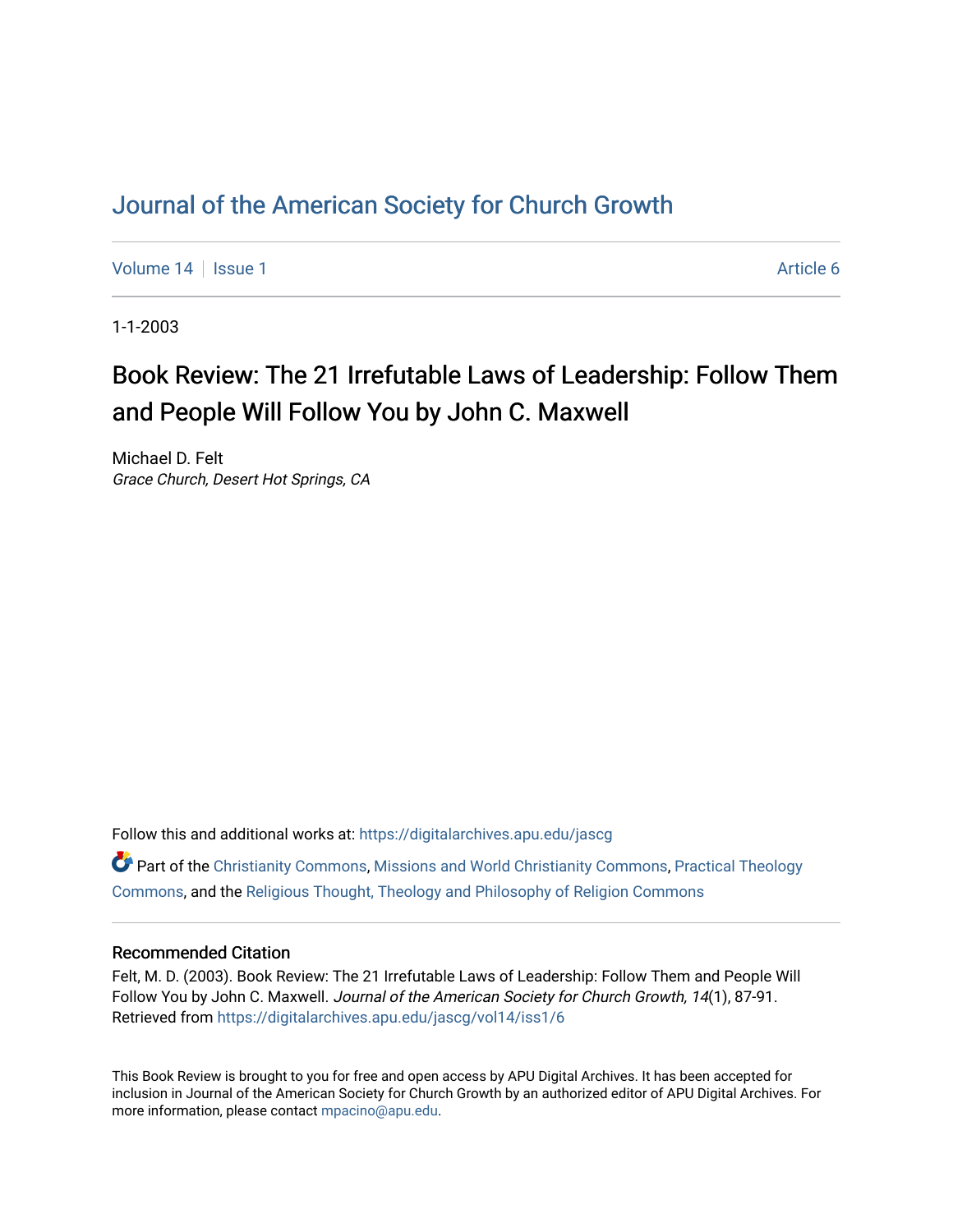# Journal of the American Society for Church Growth

Volume 14 | Issue 1 | Article 6

1-1-2003

## Book Review: The 21 Irrefutable Laws of Leadership: Follow Them and People Will Follow You by John C. Maxwell

Michael D. Felt
*Grace Church, Desert Hot Springs, CA*

Follow this and additional works at: https://digitalarchives.apu.edu/jascg

Part of the Christianity Commons, Missions and World Christianity Commons, Practical Theology Commons, and the Religious Thought, Theology and Philosophy of Religion Commons

### Recommended Citation

Felt, M. D. (2003). Book Review: The 21 Irrefutable Laws of Leadership: Follow Them and People Will Follow You by John C. Maxwell. *Journal of the American Society for Church Growth, 14*(1), 87-91. Retrieved from https://digitalarchives.apu.edu/jascg/vol14/iss1/6

This Book Review is brought to you for free and open access by APU Digital Archives. It has been accepted for inclusion in Journal of the American Society for Church Growth by an authorized editor of APU Digital Archives. For more information, please contact mpacino@apu.edu.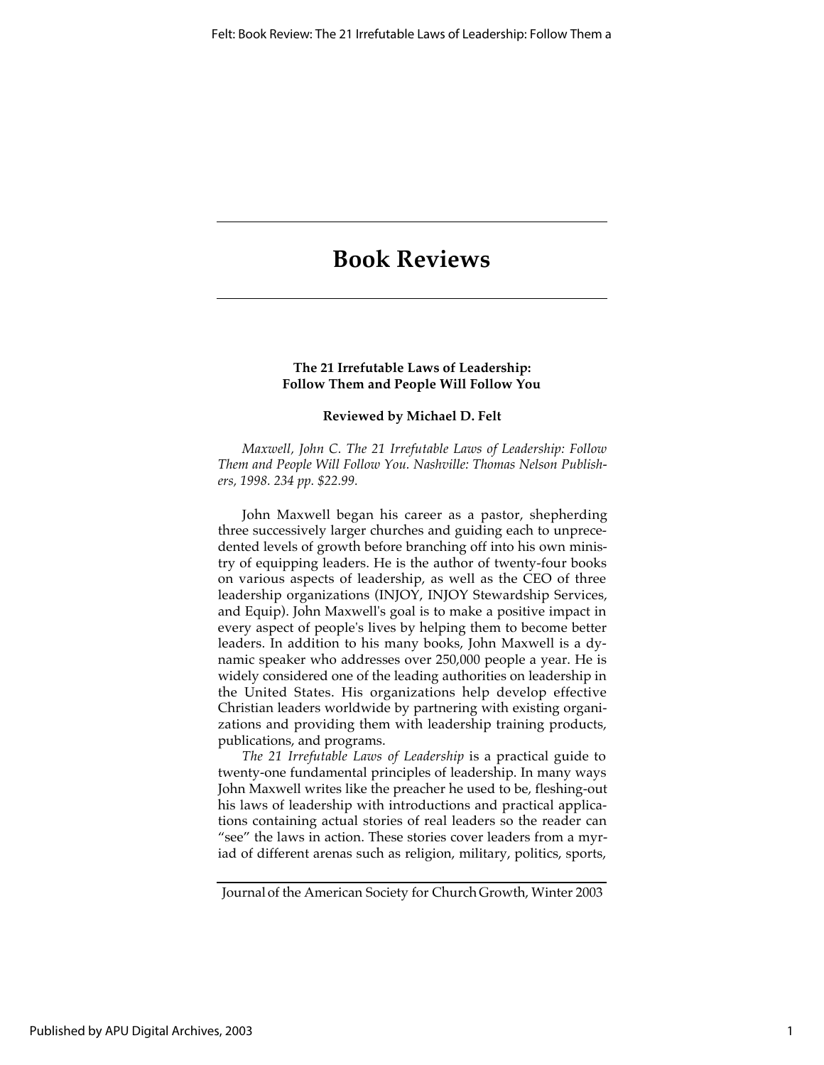# Book Reviews

**The 21 Irrefutable Laws of Leadership: Follow Them and People Will Follow You**

**Reviewed by Michael D. Felt**

*Maxwell, John C. The 21 Irrefutable Laws of Leadership: Follow Them and People Will Follow You. Nashville: Thomas Nelson Publishers, 1998. 234 pp. $22.99.*

John Maxwell began his career as a pastor, shepherding three successively larger churches and guiding each to unprecedented levels of growth before branching off into his own ministry of equipping leaders. He is the author of twenty-four books on various aspects of leadership, as well as the CEO of three leadership organizations (INJOY, INJOY Stewardship Services, and Equip). John Maxwell's goal is to make a positive impact in every aspect of people's lives by helping them to become better leaders. In addition to his many books, John Maxwell is a dynamic speaker who addresses over 250,000 people a year. He is widely considered one of the leading authorities on leadership in the United States. His organizations help develop effective Christian leaders worldwide by partnering with existing organizations and providing them with leadership training products, publications, and programs.

*The 21 Irrefutable Laws of Leadership* is a practical guide to twenty-one fundamental principles of leadership. In many ways John Maxwell writes like the preacher he used to be, fleshing-out his laws of leadership with introductions and practical applications containing actual stories of real leaders so the reader can "see" the laws in action. These stories cover leaders from a myriad of different arenas such as religion, military, politics, sports,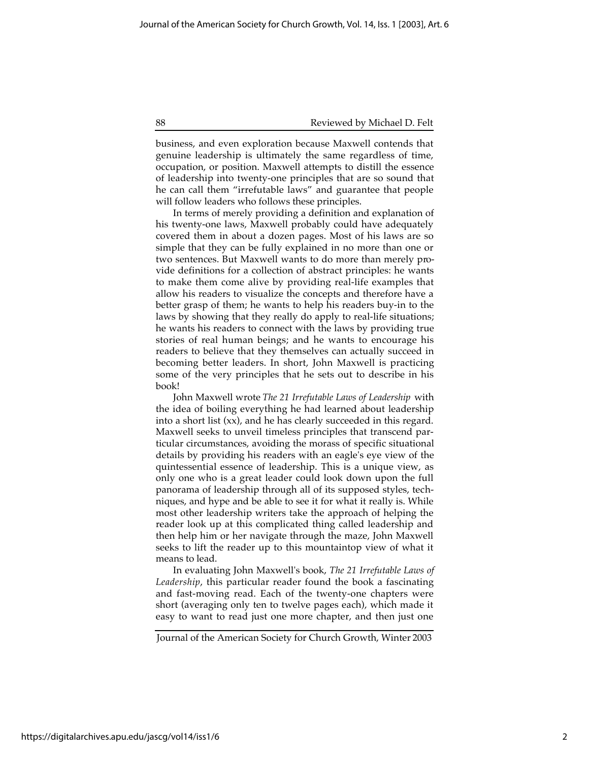business, and even exploration because Maxwell contends that genuine leadership is ultimately the same regardless of time, occupation, or position. Maxwell attempts to distill the essence of leadership into twenty-one principles that are so sound that he can call them "irrefutable laws" and guarantee that people will follow leaders who follows these principles.

In terms of merely providing a definition and explanation of his twenty-one laws, Maxwell probably could have adequately covered them in about a dozen pages. Most of his laws are so simple that they can be fully explained in no more than one or two sentences. But Maxwell wants to do more than merely provide definitions for a collection of abstract principles: he wants to make them come alive by providing real-life examples that allow his readers to visualize the concepts and therefore have a better grasp of them; he wants to help his readers buy-in to the laws by showing that they really do apply to real-life situations; he wants his readers to connect with the laws by providing true stories of real human beings; and he wants to encourage his readers to believe that they themselves can actually succeed in becoming better leaders. In short, John Maxwell is practicing some of the very principles that he sets out to describe in his book!

John Maxwell wrote *The 21 Irrefutable Laws of Leadership* with the idea of boiling everything he had learned about leadership into a short list (xx), and he has clearly succeeded in this regard. Maxwell seeks to unveil timeless principles that transcend particular circumstances, avoiding the morass of specific situational details by providing his readers with an eagle's eye view of the quintessential essence of leadership. This is a unique view, as only one who is a great leader could look down upon the full panorama of leadership through all of its supposed styles, techniques, and hype and be able to see it for what it really is. While most other leadership writers take the approach of helping the reader look up at this complicated thing called leadership and then help him or her navigate through the maze, John Maxwell seeks to lift the reader up to this mountaintop view of what it means to lead.

In evaluating John Maxwell's book, *The 21 Irrefutable Laws of Leadership*, this particular reader found the book a fascinating and fast-moving read. Each of the twenty-one chapters were short (averaging only ten to twelve pages each), which made it easy to want to read just one more chapter, and then just one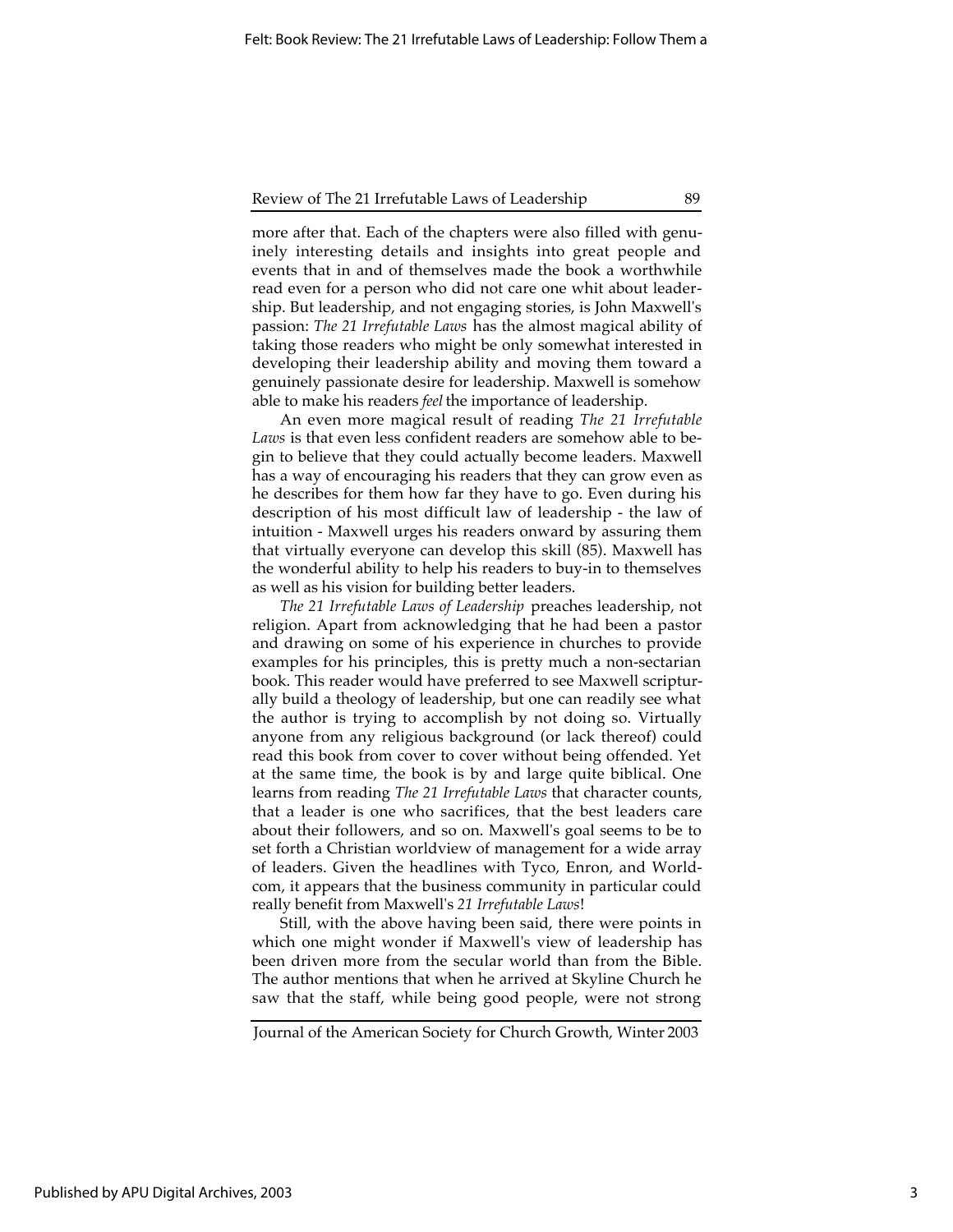more after that. Each of the chapters were also filled with genuinely interesting details and insights into great people and events that in and of themselves made the book a worthwhile read even for a person who did not care one whit about leadership. But leadership, and not engaging stories, is John Maxwell's passion: *The 21 Irrefutable Laws* has the almost magical ability of taking those readers who might be only somewhat interested in developing their leadership ability and moving them toward a genuinely passionate desire for leadership. Maxwell is somehow able to make his readers *feel* the importance of leadership.

An even more magical result of reading *The 21 Irrefutable Laws* is that even less confident readers are somehow able to begin to believe that they could actually become leaders. Maxwell has a way of encouraging his readers that they can grow even as he describes for them how far they have to go. Even during his description of his most difficult law of leadership - the law of intuition - Maxwell urges his readers onward by assuring them that virtually everyone can develop this skill (85). Maxwell has the wonderful ability to help his readers to buy-in to themselves as well as his vision for building better leaders.

*The 21 Irrefutable Laws of Leadership* preaches leadership, not religion. Apart from acknowledging that he had been a pastor and drawing on some of his experience in churches to provide examples for his principles, this is pretty much a non-sectarian book. This reader would have preferred to see Maxwell scripturally build a theology of leadership, but one can readily see what the author is trying to accomplish by not doing so. Virtually anyone from any religious background (or lack thereof) could read this book from cover to cover without being offended. Yet at the same time, the book is by and large quite biblical. One learns from reading *The 21 Irrefutable Laws* that character counts, that a leader is one who sacrifices, that the best leaders care about their followers, and so on. Maxwell's goal seems to be to set forth a Christian worldview of management for a wide array of leaders. Given the headlines with Tyco, Enron, and Worldcom, it appears that the business community in particular could really benefit from Maxwell's *21 Irrefutable Laws*!

Still, with the above having been said, there were points in which one might wonder if Maxwell's view of leadership has been driven more from the secular world than from the Bible. The author mentions that when he arrived at Skyline Church he saw that the staff, while being good people, were not strong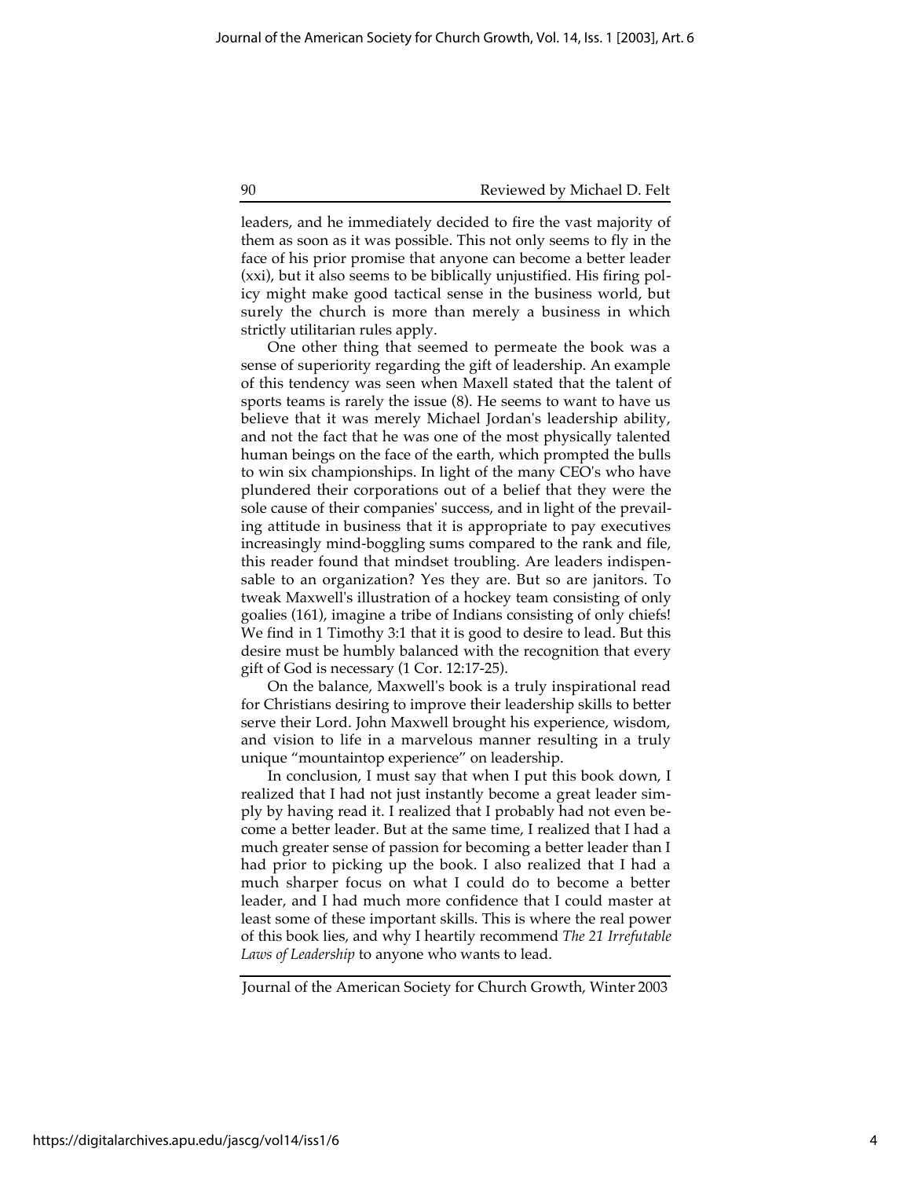leaders, and he immediately decided to fire the vast majority of them as soon as it was possible. This not only seems to fly in the face of his prior promise that anyone can become a better leader (xxi), but it also seems to be biblically unjustified. His firing policy might make good tactical sense in the business world, but surely the church is more than merely a business in which strictly utilitarian rules apply.

One other thing that seemed to permeate the book was a sense of superiority regarding the gift of leadership. An example of this tendency was seen when Maxell stated that the talent of sports teams is rarely the issue (8). He seems to want to have us believe that it was merely Michael Jordan's leadership ability, and not the fact that he was one of the most physically talented human beings on the face of the earth, which prompted the bulls to win six championships. In light of the many CEO's who have plundered their corporations out of a belief that they were the sole cause of their companies' success, and in light of the prevailing attitude in business that it is appropriate to pay executives increasingly mind-boggling sums compared to the rank and file, this reader found that mindset troubling. Are leaders indispensable to an organization? Yes they are. But so are janitors. To tweak Maxwell's illustration of a hockey team consisting of only goalies (161), imagine a tribe of Indians consisting of only chiefs! We find in 1 Timothy 3:1 that it is good to desire to lead. But this desire must be humbly balanced with the recognition that every gift of God is necessary (1 Cor. 12:17-25).

On the balance, Maxwell's book is a truly inspirational read for Christians desiring to improve their leadership skills to better serve their Lord. John Maxwell brought his experience, wisdom, and vision to life in a marvelous manner resulting in a truly unique "mountaintop experience" on leadership.

In conclusion, I must say that when I put this book down, I realized that I had not just instantly become a great leader simply by having read it. I realized that I probably had not even become a better leader. But at the same time, I realized that I had a much greater sense of passion for becoming a better leader than I had prior to picking up the book. I also realized that I had a much sharper focus on what I could do to become a better leader, and I had much more confidence that I could master at least some of these important skills. This is where the real power of this book lies, and why I heartily recommend *The 21 Irrefutable Laws of Leadership* to anyone who wants to lead.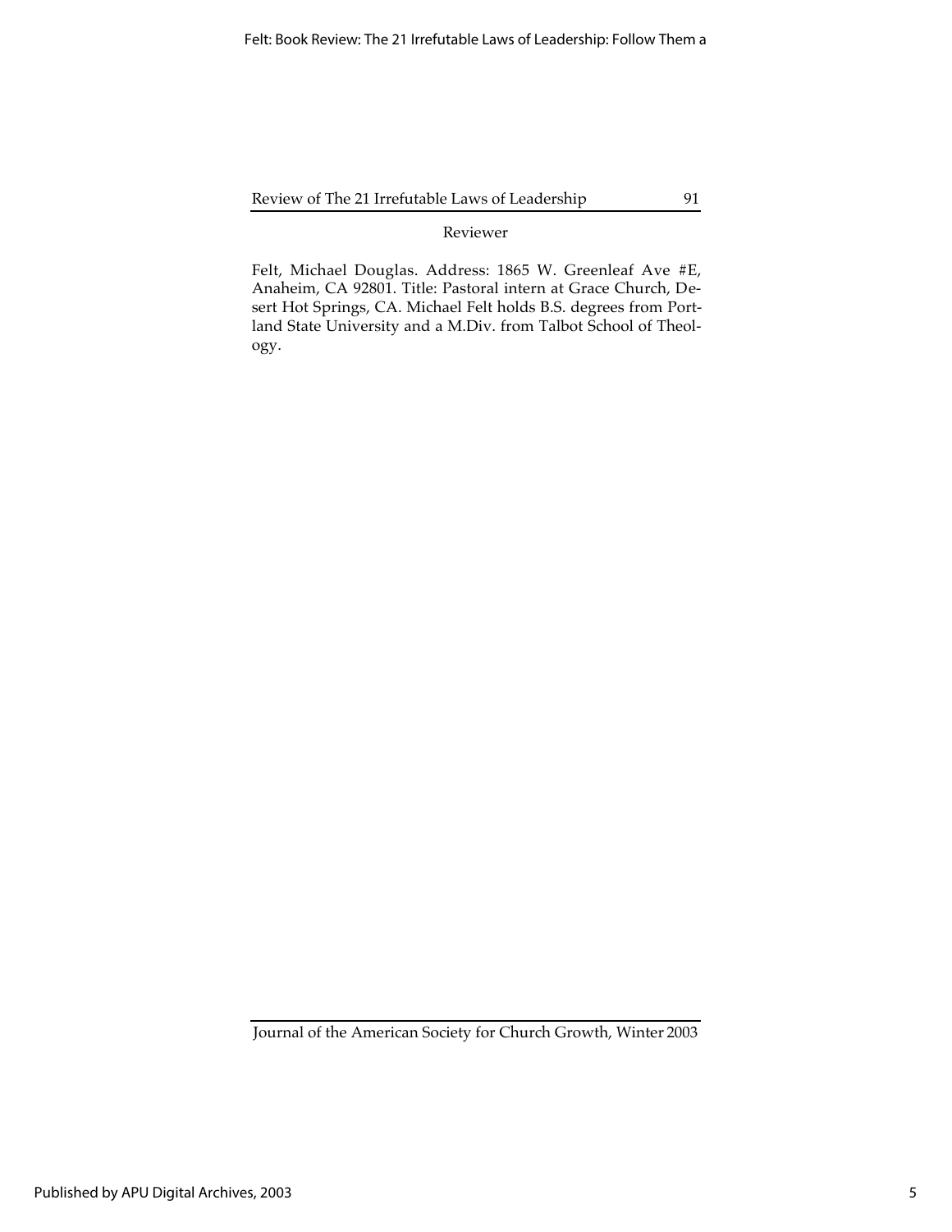Reviewer

Felt, Michael Douglas. Address: 1865 W. Greenleaf Ave #E, Anaheim, CA 92801. Title: Pastoral intern at Grace Church, Desert Hot Springs, CA. Michael Felt holds B.S. degrees from Portland State University and a M.Div. from Talbot School of Theology.